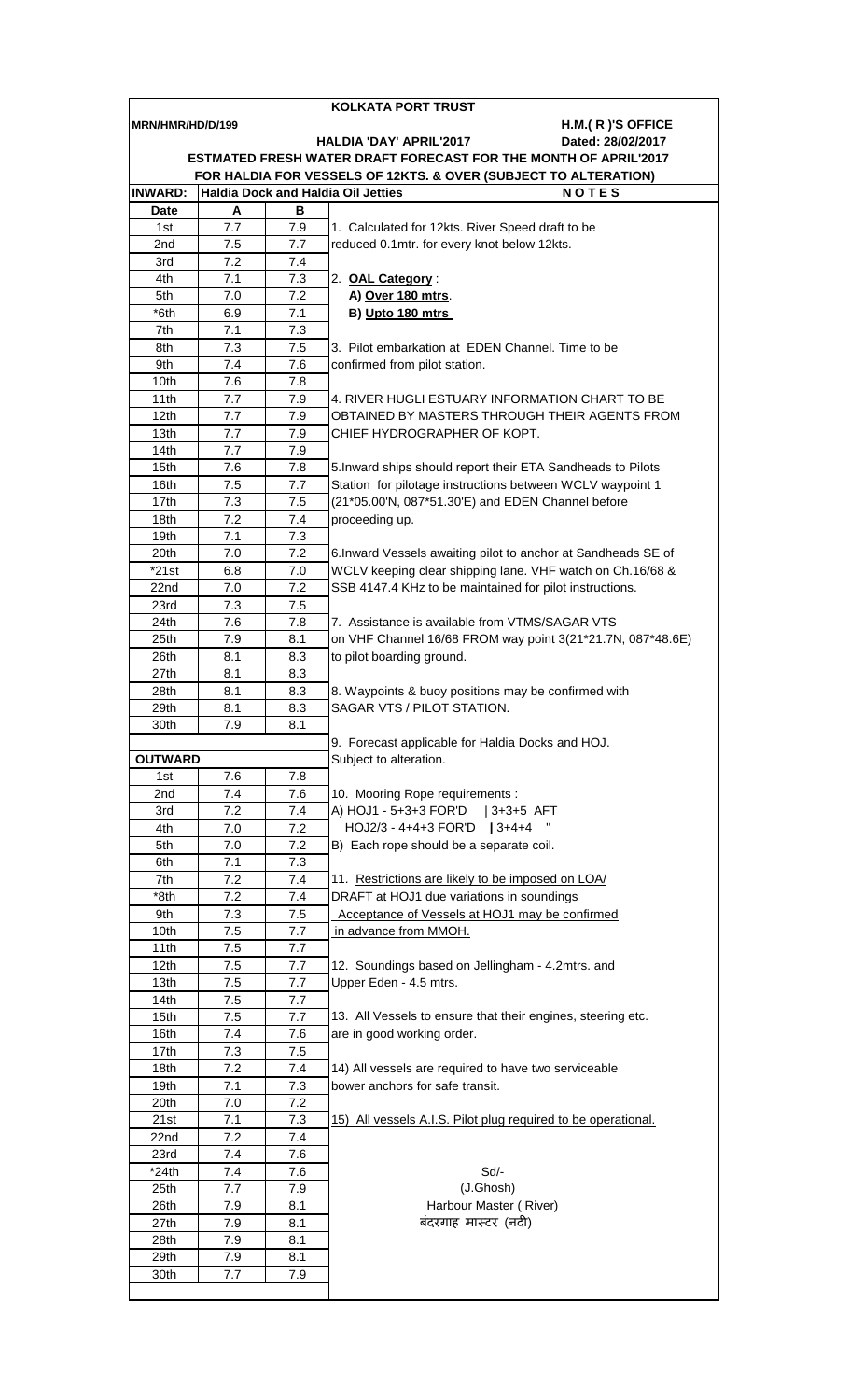# KOLKATA PORT TRUST

**MRN/HMR/HD/D/199** — **H.M.( R )'S OFFICE**

**HALDIA 'DAY' APRIL'2017** — **Dated: 28/02/2017**

**ESTMATED FRESH WATER DRAFT FORECAST FOR THE MONTH OF APRIL'2017**

**FOR HALDIA FOR VESSELS OF 12KTS. & OVER (SUBJECT TO ALTERATION)**

| INWARD: | Haldia Dock and Haldia Oil Jetties | |
|---|---|---|
| Date | A | B |
| 1st | 7.7 | 7.9 |
| 2nd | 7.5 | 7.7 |
| 3rd | 7.2 | 7.4 |
| 4th | 7.1 | 7.3 |
| 5th | 7.0 | 7.2 |
| *6th | 6.9 | 7.1 |
| 7th | 7.1 | 7.3 |
| 8th | 7.3 | 7.5 |
| 9th | 7.4 | 7.6 |
| 10th | 7.6 | 7.8 |
| 11th | 7.7 | 7.9 |
| 12th | 7.7 | 7.9 |
| 13th | 7.7 | 7.9 |
| 14th | 7.7 | 7.9 |
| 15th | 7.6 | 7.8 |
| 16th | 7.5 | 7.7 |
| 17th | 7.3 | 7.5 |
| 18th | 7.2 | 7.4 |
| 19th | 7.1 | 7.3 |
| 20th | 7.0 | 7.2 |
| *21st | 6.8 | 7.0 |
| 22nd | 7.0 | 7.2 |
| 23rd | 7.3 | 7.5 |
| 24th | 7.6 | 7.8 |
| 25th | 7.9 | 8.1 |
| 26th | 8.1 | 8.3 |
| 27th | 8.1 | 8.3 |
| 28th | 8.1 | 8.3 |
| 29th | 8.1 | 8.3 |
| 30th | 7.9 | 8.1 |

| OUTWARD | | |
|---|---|---|
| 1st | 7.6 | 7.8 |
| 2nd | 7.4 | 7.6 |
| 3rd | 7.2 | 7.4 |
| 4th | 7.0 | 7.2 |
| 5th | 7.0 | 7.2 |
| 6th | 7.1 | 7.3 |
| 7th | 7.2 | 7.4 |
| *8th | 7.2 | 7.4 |
| 9th | 7.3 | 7.5 |
| 10th | 7.5 | 7.7 |
| 11th | 7.5 | 7.7 |
| 12th | 7.5 | 7.7 |
| 13th | 7.5 | 7.7 |
| 14th | 7.5 | 7.7 |
| 15th | 7.5 | 7.7 |
| 16th | 7.4 | 7.6 |
| 17th | 7.3 | 7.5 |
| 18th | 7.2 | 7.4 |
| 19th | 7.1 | 7.3 |
| 20th | 7.0 | 7.2 |
| 21st | 7.1 | 7.3 |
| 22nd | 7.2 | 7.4 |
| 23rd | 7.4 | 7.6 |
| *24th | 7.4 | 7.6 |
| 25th | 7.7 | 7.9 |
| 26th | 7.9 | 8.1 |
| 27th | 7.9 | 8.1 |
| 28th | 7.9 | 8.1 |
| 29th | 7.9 | 8.1 |
| 30th | 7.7 | 7.9 |

**NOTES**

1. Calculated for 12kts. River Speed draft to be reduced 0.1mtr. for every knot below 12kts.

2. **OAL Category** :
   **A) Over 180 mtrs**.
   **B) Upto 180 mtrs**

3. Pilot embarkation at EDEN Channel. Time to be confirmed from pilot station.

4. RIVER HUGLI ESTUARY INFORMATION CHART TO BE OBTAINED BY MASTERS THROUGH THEIR AGENTS FROM CHIEF HYDROGRAPHER OF KOPT.

5. Inward ships should report their ETA Sandheads to Pilots Station for pilotage instructions between WCLV waypoint 1 (21*05.00'N, 087*51.30'E) and EDEN Channel before proceeding up.

6. Inward Vessels awaiting pilot to anchor at Sandheads SE of WCLV keeping clear shipping lane. VHF watch on Ch.16/68 & SSB 4147.4 KHz to be maintained for pilot instructions.

7. Assistance is available from VTMS/SAGAR VTS on VHF Channel 16/68 FROM way point 3(21*21.7N, 087*48.6E) to pilot boarding ground.

8. Waypoints & buoy positions may be confirmed with SAGAR VTS / PILOT STATION.

9. Forecast applicable for Haldia Docks and HOJ. Subject to alteration.

10. Mooring Rope requirements :
    A) HOJ1 - 5+3+3 FOR'D | 3+3+5 AFT
    HOJ2/3 - 4+4+3 FOR'D | 3+4+4 "
    B) Each rope should be a separate coil.

11. Restrictions are likely to be imposed on LOA/ DRAFT at HOJ1 due variations in soundings Acceptance of Vessels at HOJ1 may be confirmed in advance from MMOH.

12. Soundings based on Jellingham - 4.2mtrs. and Upper Eden - 4.5 mtrs.

13. All Vessels to ensure that their engines, steering etc. are in good working order.

14) All vessels are required to have two serviceable bower anchors for safe transit.

15) All vessels A.I.S. Pilot plug required to be operational.

Sd/-
(J.Ghosh)
Harbour Master ( River)
बंदरगाह मास्टर (नदी)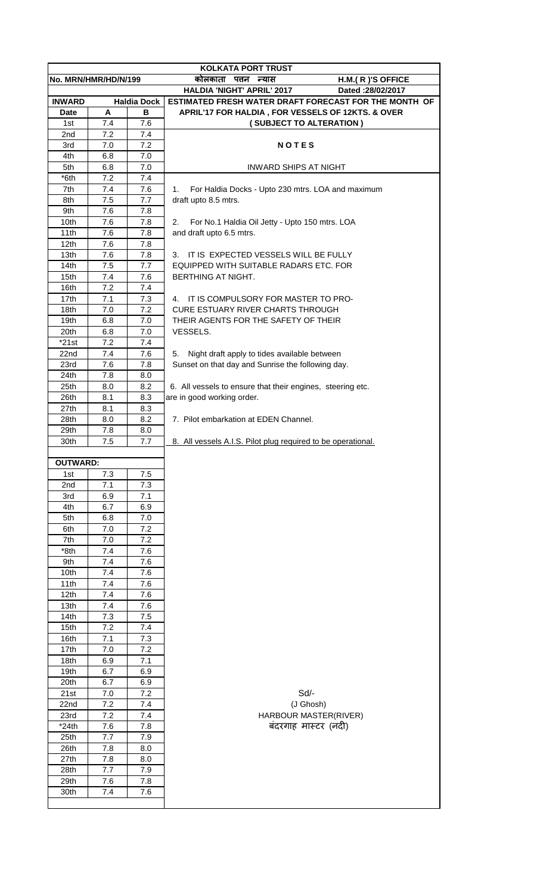**KOLKATA PORT TRUST**

No. MRN/HMR/HD/N/199 | कोलकाता पत्तन न्यास | H.M.( R )'S OFFICE

**HALDIA 'NIGHT' APRIL' 2017** | Dated :28/02/2017

**ESTIMATED FRESH WATER DRAFT FORECAST FOR THE MONTH OF APRIL'17 FOR HALDIA , FOR VESSELS OF 12KTS. & OVER**

**( SUBJECT TO ALTERATION )**

| INWARD | Haldia Dock | |
|---|---|---|
| **Date** | **A** | **B** |
| 1st | 7.4 | 7.6 |
| 2nd | 7.2 | 7.4 |
| 3rd | 7.0 | 7.2 |
| 4th | 6.8 | 7.0 |
| 5th | 6.8 | 7.0 |
| *6th | 7.2 | 7.4 |
| 7th | 7.4 | 7.6 |
| 8th | 7.5 | 7.7 |
| 9th | 7.6 | 7.8 |
| 10th | 7.6 | 7.8 |
| 11th | 7.6 | 7.8 |
| 12th | 7.6 | 7.8 |
| 13th | 7.6 | 7.8 |
| 14th | 7.5 | 7.7 |
| 15th | 7.4 | 7.6 |
| 16th | 7.2 | 7.4 |
| 17th | 7.1 | 7.3 |
| 18th | 7.0 | 7.2 |
| 19th | 6.8 | 7.0 |
| 20th | 6.8 | 7.0 |
| *21st | 7.2 | 7.4 |
| 22nd | 7.4 | 7.6 |
| 23rd | 7.6 | 7.8 |
| 24th | 7.8 | 8.0 |
| 25th | 8.0 | 8.2 |
| 26th | 8.1 | 8.3 |
| 27th | 8.1 | 8.3 |
| 28th | 8.0 | 8.2 |
| 29th | 7.8 | 8.0 |
| 30th | 7.5 | 7.7 |
| | | |
| **OUTWARD:** | | |
| 1st | 7.3 | 7.5 |
| 2nd | 7.1 | 7.3 |
| 3rd | 6.9 | 7.1 |
| 4th | 6.7 | 6.9 |
| 5th | 6.8 | 7.0 |
| 6th | 7.0 | 7.2 |
| 7th | 7.0 | 7.2 |
| *8th | 7.4 | 7.6 |
| 9th | 7.4 | 7.6 |
| 10th | 7.4 | 7.6 |
| 11th | 7.4 | 7.6 |
| 12th | 7.4 | 7.6 |
| 13th | 7.4 | 7.6 |
| 14th | 7.3 | 7.5 |
| 15th | 7.2 | 7.4 |
| 16th | 7.1 | 7.3 |
| 17th | 7.0 | 7.2 |
| 18th | 6.9 | 7.1 |
| 19th | 6.7 | 6.9 |
| 20th | 6.7 | 6.9 |
| 21st | 7.0 | 7.2 |
| 22nd | 7.2 | 7.4 |
| 23rd | 7.2 | 7.4 |
| *24th | 7.6 | 7.8 |
| 25th | 7.7 | 7.9 |
| 26th | 7.8 | 8.0 |
| 27th | 7.8 | 8.0 |
| 28th | 7.7 | 7.9 |
| 29th | 7.6 | 7.8 |
| 30th | 7.4 | 7.6 |

**N O T E S**

INWARD SHIPS AT NIGHT

1. For Haldia Docks - Upto 230 mtrs. LOA and maximum draft upto 8.5 mtrs.

2. For No.1 Haldia Oil Jetty - Upto 150 mtrs. LOA and draft upto 6.5 mtrs.

3. IT IS EXPECTED VESSELS WILL BE FULLY EQUIPPED WITH SUITABLE RADARS ETC. FOR BERTHING AT NIGHT.

4. IT IS COMPULSORY FOR MASTER TO PROCURE ESTUARY RIVER CHARTS THROUGH THEIR AGENTS FOR THE SAFETY OF THEIR VESSELS.

5. Night draft apply to tides available between Sunset on that day and Sunrise the following day.

6. All vessels to ensure that their engines, steering etc. are in good working order.

7. Pilot embarkation at EDEN Channel.

8. All vessels A.I.S. Pilot plug required to be operational.

Sd/-

(J Ghosh)

HARBOUR MASTER(RIVER)

बंदरगाह मास्टर (नदी)